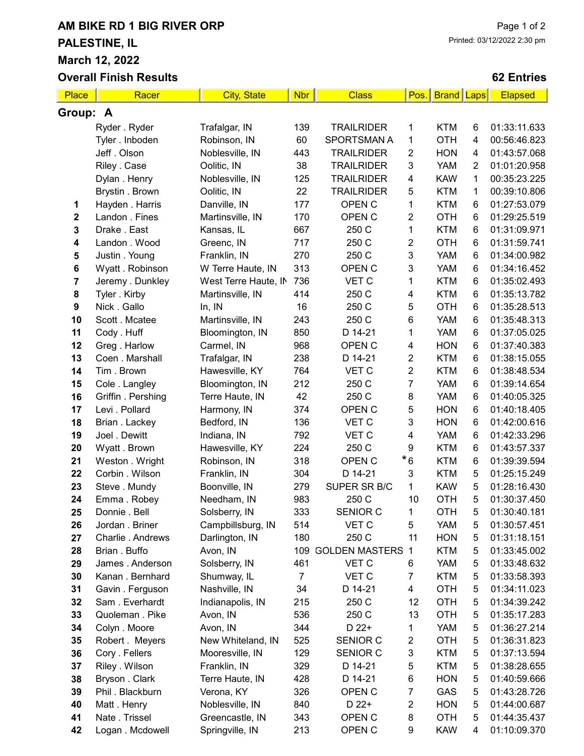# AM BIKE RD 1 BIG RIVER ORP

## PALESTINE, IL

## March 12, 2022

## Overall Finish Results

Printed: 03/12/2022 2:30 pm

**62 Entries**

| Place | Racer | City, State | Nbr | Class | Pos. | Brand | Laps | Elapsed |
|---|---|---|---|---|---|---|---|---|
| **Group: A** | | | | | | | | |
| | Ryder . Ryder | Trafalgar, IN | 139 | TRAILRIDER | 1 | KTM | 6 | 01:33:11.633 |
| | Tyler . Inboden | Robinson, IN | 60 | SPORTSMAN A | 1 | OTH | 4 | 00:56:46.823 |
| | Jeff . Olson | Noblesville, IN | 443 | TRAILRIDER | 2 | HON | 4 | 01:43:57.068 |
| | Riley . Case | Oolitic, IN | 38 | TRAILRIDER | 3 | YAM | 2 | 01:01:20.958 |
| | Dylan . Henry | Noblesville, IN | 125 | TRAILRIDER | 4 | KAW | 1 | 00:35:23.225 |
| | Brystin . Brown | Oolitic, IN | 22 | TRAILRIDER | 5 | KTM | 1 | 00:39:10.806 |
| 1 | Hayden . Harris | Danville, IN | 177 | OPEN C | 1 | KTM | 6 | 01:27:53.079 |
| 2 | Landon . Fines | Martinsville, IN | 170 | OPEN C | 2 | OTH | 6 | 01:29:25.519 |
| 3 | Drake . East | Kansas, IL | 667 | 250 C | 1 | KTM | 6 | 01:31:09.971 |
| 4 | Landon . Wood | Greenc, IN | 717 | 250 C | 2 | OTH | 6 | 01:31:59.741 |
| 5 | Justin . Young | Franklin, IN | 270 | 250 C | 3 | YAM | 6 | 01:34:00.982 |
| 6 | Wyatt . Robinson | W Terre Haute, IN | 313 | OPEN C | 3 | YAM | 6 | 01:34:16.452 |
| 7 | Jeremy . Dunkley | West Terre Haute, IN | 736 | VET C | 1 | KTM | 6 | 01:35:02.493 |
| 8 | Tyler . Kirby | Martinsville, IN | 414 | 250 C | 4 | KTM | 6 | 01:35:13.782 |
| 9 | Nick . Gallo | In, IN | 16 | 250 C | 5 | OTH | 6 | 01:35:28.513 |
| 10 | Scott . Mcatee | Martinsville, IN | 243 | 250 C | 6 | YAM | 6 | 01:35:48.313 |
| 11 | Cody . Huff | Bloomington, IN | 850 | D 14-21 | 1 | YAM | 6 | 01:37:05.025 |
| 12 | Greg . Harlow | Carmel, IN | 968 | OPEN C | 4 | HON | 6 | 01:37:40.383 |
| 13 | Coen . Marshall | Trafalgar, IN | 238 | D 14-21 | 2 | KTM | 6 | 01:38:15.055 |
| 14 | Tim . Brown | Hawesville, KY | 764 | VET C | 2 | KTM | 6 | 01:38:48.534 |
| 15 | Cole . Langley | Bloomington, IN | 212 | 250 C | 7 | YAM | 6 | 01:39:14.654 |
| 16 | Griffin . Pershing | Terre Haute, IN | 42 | 250 C | 8 | YAM | 6 | 01:40:05.325 |
| 17 | Levi . Pollard | Harmony, IN | 374 | OPEN C | 5 | HON | 6 | 01:40:18.405 |
| 18 | Brian . Lackey | Bedford, IN | 136 | VET C | 3 | HON | 6 | 01:42:00.616 |
| 19 | Joel . Dewitt | Indiana, IN | 792 | VET C | 4 | YAM | 6 | 01:42:33.296 |
| 20 | Wyatt . Brown | Hawesville, KY | 224 | 250 C | 9 | KTM | 6 | 01:43:57.337 |
| 21 | Weston . Wright | Robinson, IN | 318 | OPEN C | *6 | KTM | 6 | 01:39:39.594 |
| 22 | Corbin . Wilson | Franklin, IN | 304 | D 14-21 | 3 | KTM | 5 | 01:25:15.249 |
| 23 | Steve . Mundy | Boonville, IN | 279 | SUPER SR B/C | 1 | KAW | 5 | 01:28:16.430 |
| 24 | Emma . Robey | Needham, IN | 983 | 250 C | 10 | OTH | 5 | 01:30:37.450 |
| 25 | Donnie . Bell | Solsberry, IN | 333 | SENIOR C | 1 | OTH | 5 | 01:30:40.181 |
| 26 | Jordan . Briner | Campbillsburg, IN | 514 | VET C | 5 | YAM | 5 | 01:30:57.451 |
| 27 | Charlie . Andrews | Darlington, IN | 180 | 250 C | 11 | HON | 5 | 01:31:18.151 |
| 28 | Brian . Buffo | Avon, IN | 109 | GOLDEN MASTERS | 1 | KTM | 5 | 01:33:45.002 |
| 29 | James . Anderson | Solsberry, IN | 461 | VET C | 6 | YAM | 5 | 01:33:48.632 |
| 30 | Kanan . Bernhard | Shumway, IL | 7 | VET C | 7 | KTM | 5 | 01:33:58.393 |
| 31 | Gavin . Ferguson | Nashville, IN | 34 | D 14-21 | 4 | OTH | 5 | 01:34:11.023 |
| 32 | Sam . Everhardt | Indianapolis, IN | 215 | 250 C | 12 | OTH | 5 | 01:34:39.242 |
| 33 | Quoleman . Pike | Avon, IN | 536 | 250 C | 13 | OTH | 5 | 01:35:17.283 |
| 34 | Colyn . Moore | Avon, IN | 344 | D 22+ | 1 | YAM | 5 | 01:36:27.214 |
| 35 | Robert . Meyers | New Whiteland, IN | 525 | SENIOR C | 2 | OTH | 5 | 01:36:31.823 |
| 36 | Cory . Fellers | Mooresville, IN | 129 | SENIOR C | 3 | KTM | 5 | 01:37:13.594 |
| 37 | Riley . Wilson | Franklin, IN | 329 | D 14-21 | 5 | KTM | 5 | 01:38:28.655 |
| 38 | Bryson . Clark | Terre Haute, IN | 428 | D 14-21 | 6 | HON | 5 | 01:40:59.666 |
| 39 | Phil . Blackburn | Verona, KY | 326 | OPEN C | 7 | GAS | 5 | 01:43:28.726 |
| 40 | Matt . Henry | Noblesville, IN | 840 | D 22+ | 2 | HON | 5 | 01:44:00.687 |
| 41 | Nate . Trissel | Greencastle, IN | 343 | OPEN C | 8 | OTH | 5 | 01:44:35.437 |
| 42 | Logan . Mcdowell | Springville, IN | 213 | OPEN C | 9 | KAW | 4 | 01:10:09.370 |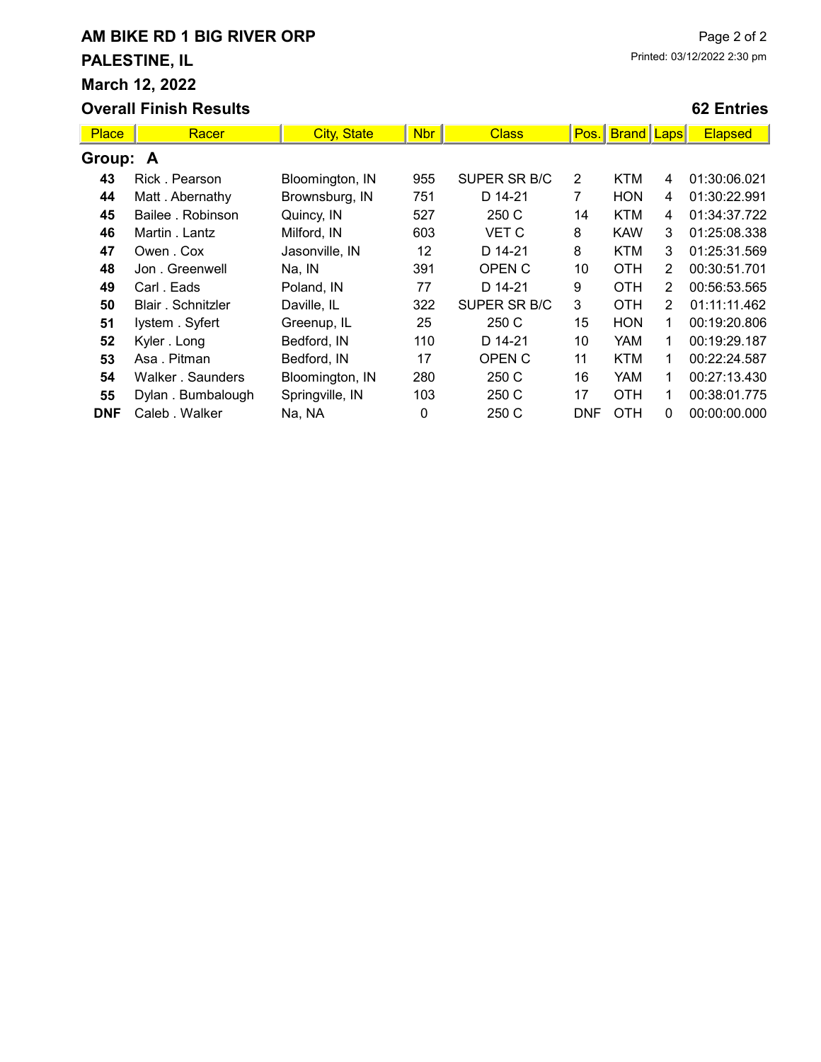# AM BIKE RD 1 BIG RIVER ORP

## PALESTINE, IL

## March 12, 2022

## Overall Finish Results

**62 Entries**

| Place | Racer | City, State | Nbr | Class | Pos. | Brand | Laps | Elapsed |
|---|---|---|---|---|---|---|---|---|
| **Group: A** | | | | | | | | |
| 43 | Rick . Pearson | Bloomington, IN | 955 | SUPER SR B/C | 2 | KTM | 4 | 01:30:06.021 |
| 44 | Matt . Abernathy | Brownsburg, IN | 751 | D 14-21 | 7 | HON | 4 | 01:30:22.991 |
| 45 | Bailee . Robinson | Quincy, IN | 527 | 250 C | 14 | KTM | 4 | 01:34:37.722 |
| 46 | Martin . Lantz | Milford, IN | 603 | VET C | 8 | KAW | 3 | 01:25:08.338 |
| 47 | Owen . Cox | Jasonville, IN | 12 | D 14-21 | 8 | KTM | 3 | 01:25:31.569 |
| 48 | Jon . Greenwell | Na, IN | 391 | OPEN C | 10 | OTH | 2 | 00:30:51.701 |
| 49 | Carl . Eads | Poland, IN | 77 | D 14-21 | 9 | OTH | 2 | 00:56:53.565 |
| 50 | Blair . Schnitzler | Daville, IL | 322 | SUPER SR B/C | 3 | OTH | 2 | 01:11:11.462 |
| 51 | Iystem . Syfert | Greenup, IL | 25 | 250 C | 15 | HON | 1 | 00:19:20.806 |
| 52 | Kyler . Long | Bedford, IN | 110 | D 14-21 | 10 | YAM | 1 | 00:19:29.187 |
| 53 | Asa . Pitman | Bedford, IN | 17 | OPEN C | 11 | KTM | 1 | 00:22:24.587 |
| 54 | Walker . Saunders | Bloomington, IN | 280 | 250 C | 16 | YAM | 1 | 00:27:13.430 |
| 55 | Dylan . Bumbalough | Springville, IN | 103 | 250 C | 17 | OTH | 1 | 00:38:01.775 |
| DNF | Caleb . Walker | Na, NA | 0 | 250 C | DNF | OTH | 0 | 00:00:00.000 |